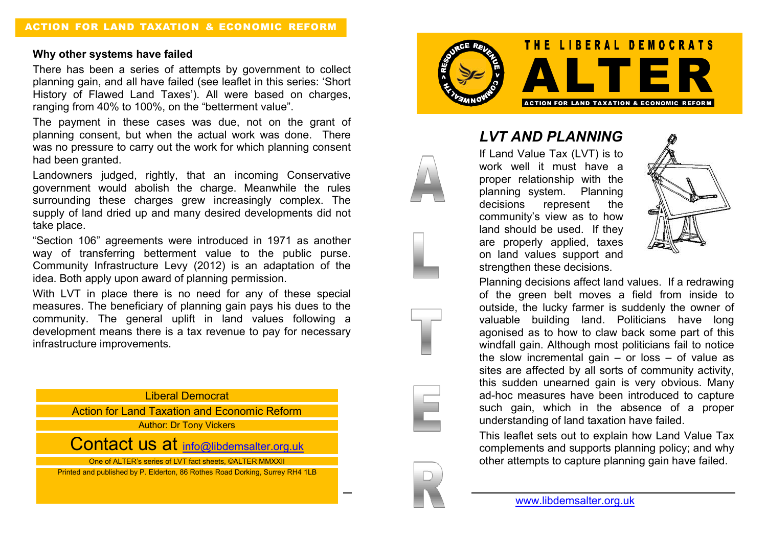## THE LIBERAL DEMOCRATS ALTER

ACTION FOR LAND TAXATION & ECONOMIC REFORM

# *LVT AND PLANNING*

If Land Value Tax (LVT) is to work well it must have a proper relationship with the planning system. Planning decisions represent the community's view as to how land should be used. If they are properly applied, taxes on land values support and strengthen these decisions.

Planning decisions affect land values. If a redrawing of the green belt moves a field from inside to outside, the lucky farmer is suddenly the owner of valuable building land. Politicians have long agonised as to how to claw back some part of this windfall gain. Although most politicians fail to notice the slow incremental gain – or loss – of value as sites are affected by all sorts of community activity, this sudden unearned gain is very obvious. Many ad-hoc measures have been introduced to capture such gain, which in the absence of a proper understanding of land taxation have failed.

This leaflet sets out to explain how Land Value Tax complements and supports planning policy; and why other attempts to capture planning gain have failed.

www.libdemsalter.org.uk

### Why other systems have failed

There has been a series of attempts by government to collect planning gain, and all have failed (see leaflet in this series: 'Short History of Flawed Land Taxes'). All were based on charges, ranging from 40% to 100%, on the "betterment value".

The payment in these cases was due, not on the grant of planning consent, but when the actual work was done. There was no pressure to carry out the work for which planning consent had been granted.

Landowners judged, rightly, that an incoming Conservative government would abolish the charge. Meanwhile the rules surrounding these charges grew increasingly complex. The supply of land dried up and many desired developments did not take place.

"Section 106" agreements were introduced in 1971 as another way of transferring betterment value to the public purse. Community Infrastructure Levy (2012) is an adaptation of the idea. Both apply upon award of planning permission.

With LVT in place there is no need for any of these special measures. The beneficiary of planning gain pays his dues to the community. The general uplift in land values following a development means there is a tax revenue to pay for necessary infrastructure improvements.

Liberal Democrat
Action for Land Taxation and Economic Reform
Author: Dr Tony Vickers

Contact us at info@libdemsalter.org.uk

One of ALTER's series of LVT fact sheets, ©ALTER MMXXII
Printed and published by P. Elderton, 86 Rothes Road Dorking, Surrey RH4 1LB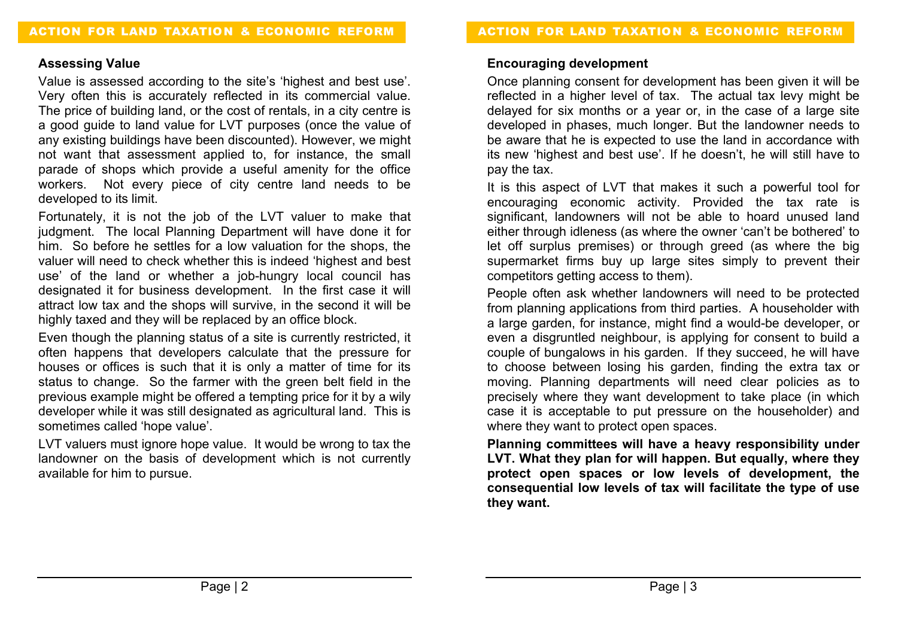## Assessing Value

Value is assessed according to the site's 'highest and best use'. Very often this is accurately reflected in its commercial value. The price of building land, or the cost of rentals, in a city centre is a good guide to land value for LVT purposes (once the value of any existing buildings have been discounted). However, we might not want that assessment applied to, for instance, the small parade of shops which provide a useful amenity for the office workers. Not every piece of city centre land needs to be developed to its limit.

Fortunately, it is not the job of the LVT valuer to make that judgment. The local Planning Department will have done it for him. So before he settles for a low valuation for the shops, the valuer will need to check whether this is indeed 'highest and best use' of the land or whether a job-hungry local council has designated it for business development. In the first case it will attract low tax and the shops will survive, in the second it will be highly taxed and they will be replaced by an office block.

Even though the planning status of a site is currently restricted, it often happens that developers calculate that the pressure for houses or offices is such that it is only a matter of time for its status to change. So the farmer with the green belt field in the previous example might be offered a tempting price for it by a wily developer while it was still designated as agricultural land. This is sometimes called 'hope value'.

LVT valuers must ignore hope value. It would be wrong to tax the landowner on the basis of development which is not currently available for him to pursue.

## Encouraging development

Once planning consent for development has been given it will be reflected in a higher level of tax. The actual tax levy might be delayed for six months or a year or, in the case of a large site developed in phases, much longer. But the landowner needs to be aware that he is expected to use the land in accordance with its new 'highest and best use'. If he doesn't, he will still have to pay the tax.

It is this aspect of LVT that makes it such a powerful tool for encouraging economic activity. Provided the tax rate is significant, landowners will not be able to hoard unused land either through idleness (as where the owner 'can't be bothered' to let off surplus premises) or through greed (as where the big supermarket firms buy up large sites simply to prevent their competitors getting access to them).

People often ask whether landowners will need to be protected from planning applications from third parties. A householder with a large garden, for instance, might find a would-be developer, or even a disgruntled neighbour, is applying for consent to build a couple of bungalows in his garden. If they succeed, he will have to choose between losing his garden, finding the extra tax or moving. Planning departments will need clear policies as to precisely where they want development to take place (in which case it is acceptable to put pressure on the householder) and where they want to protect open spaces.

**Planning committees will have a heavy responsibility under LVT. What they plan for will happen. But equally, where they protect open spaces or low levels of development, the consequential low levels of tax will facilitate the type of use they want.**